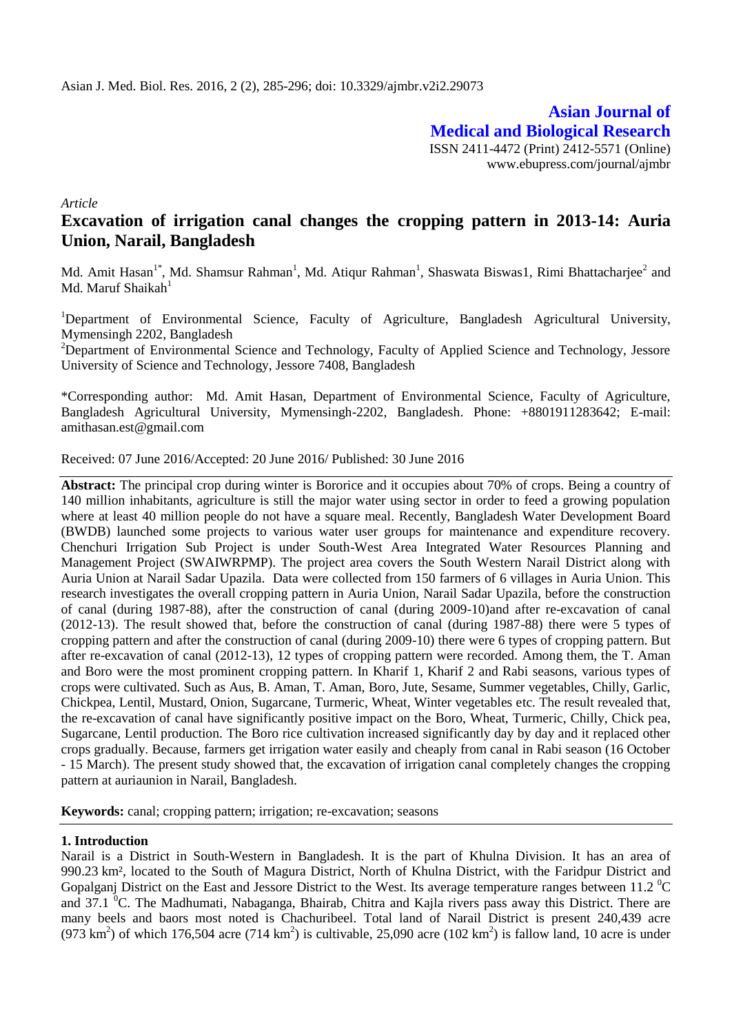Asian J. Med. Biol. Res. 2016, 2 (2), 285-296; doi: 10.3329/ajmbr.v2i2.29073

**Asian Journal of Medical and Biological Research**

ISSN 2411-4472 (Print) 2412-5571 (Online)
www.ebupress.com/journal/ajmbr

*Article*

# Excavation of irrigation canal changes the cropping pattern in 2013-14: Auria Union, Narail, Bangladesh

Md. Amit Hasan[1*], Md. Shamsur Rahman[1], Md. Atiqur Rahman[1], Shaswata Biswas1, Rimi Bhattacharjee[2] and Md. Maruf Shaikah[1]

[1]Department of Environmental Science, Faculty of Agriculture, Bangladesh Agricultural University, Mymensingh 2202, Bangladesh

[2]Department of Environmental Science and Technology, Faculty of Applied Science and Technology, Jessore University of Science and Technology, Jessore 7408, Bangladesh

*Corresponding author: Md. Amit Hasan, Department of Environmental Science, Faculty of Agriculture, Bangladesh Agricultural University, Mymensingh-2202, Bangladesh. Phone: +8801911283642; E-mail: amithasan.est@gmail.com

Received: 07 June 2016/Accepted: 20 June 2016/ Published: 30 June 2016

**Abstract:** The principal crop during winter is Bororice and it occupies about 70% of crops. Being a country of 140 million inhabitants, agriculture is still the major water using sector in order to feed a growing population where at least 40 million people do not have a square meal. Recently, Bangladesh Water Development Board (BWDB) launched some projects to various water user groups for maintenance and expenditure recovery. Chenchuri Irrigation Sub Project is under South-West Area Integrated Water Resources Planning and Management Project (SWAIWRPMP). The project area covers the South Western Narail District along with Auria Union at Narail Sadar Upazila. Data were collected from 150 farmers of 6 villages in Auria Union. This research investigates the overall cropping pattern in Auria Union, Narail Sadar Upazila, before the construction of canal (during 1987-88), after the construction of canal (during 2009-10)and after re-excavation of canal (2012-13). The result showed that, before the construction of canal (during 1987-88) there were 5 types of cropping pattern and after the construction of canal (during 2009-10) there were 6 types of cropping pattern. But after re-excavation of canal (2012-13), 12 types of cropping pattern were recorded. Among them, the T. Aman and Boro were the most prominent cropping pattern. In Kharif 1, Kharif 2 and Rabi seasons, various types of crops were cultivated. Such as Aus, B. Aman, T. Aman, Boro, Jute, Sesame, Summer vegetables, Chilly, Garlic, Chickpea, Lentil, Mustard, Onion, Sugarcane, Turmeric, Wheat, Winter vegetables etc. The result revealed that, the re-excavation of canal have significantly positive impact on the Boro, Wheat, Turmeric, Chilly, Chick pea, Sugarcane, Lentil production. The Boro rice cultivation increased significantly day by day and it replaced other crops gradually. Because, farmers get irrigation water easily and cheaply from canal in Rabi season (16 October - 15 March). The present study showed that, the excavation of irrigation canal completely changes the cropping pattern at auriaunion in Narail, Bangladesh.

**Keywords:** canal; cropping pattern; irrigation; re-excavation; seasons

## 1. Introduction

Narail is a District in South-Western in Bangladesh. It is the part of Khulna Division. It has an area of 990.23 km², located to the South of Magura District, North of Khulna District, with the Faridpur District and Gopalganj District on the East and Jessore District to the West. Its average temperature ranges between 11.2 $^0$C and 37.1 $^0$C. The Madhumati, Nabaganga, Bhairab, Chitra and Kajla rivers pass away this District. There are many beels and baors most noted is Chachuribeel. Total land of Narail District is present 240,439 acre (973 km$^2$) of which 176,504 acre (714 km$^2$) is cultivable, 25,090 acre (102 km$^2$) is fallow land, 10 acre is under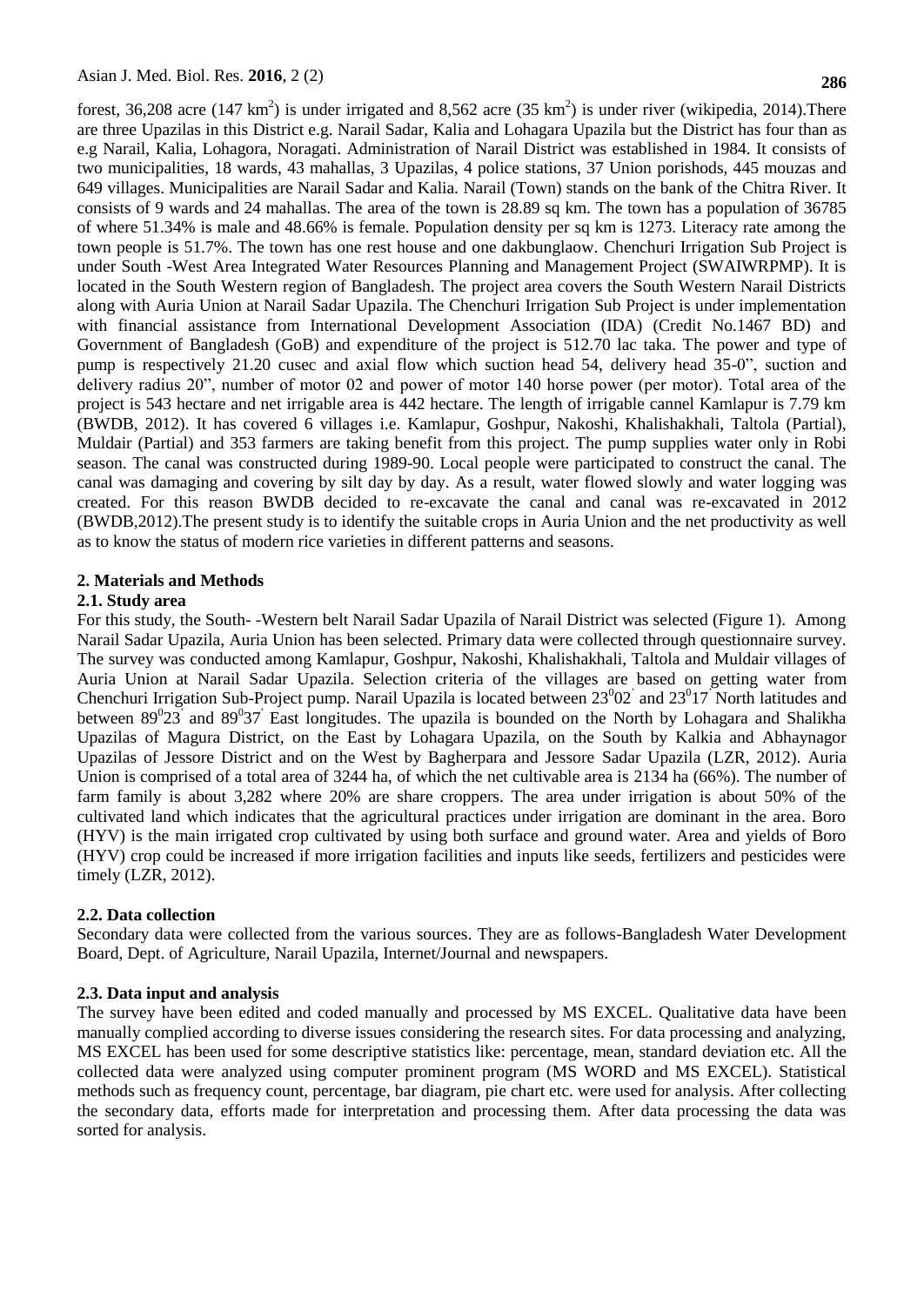forest, 36,208 acre (147 $km^2$) is under irrigated and 8,562 acre (35 $km^2$) is under river (wikipedia, 2014).There are three Upazilas in this District e.g. Narail Sadar, Kalia and Lohagara Upazila but the District has four than as e.g Narail, Kalia, Lohagora, Noragati. Administration of Narail District was established in 1984. It consists of two municipalities, 18 wards, 43 mahallas, 3 Upazilas, 4 police stations, 37 Union porishods, 445 mouzas and 649 villages. Municipalities are Narail Sadar and Kalia. Narail (Town) stands on the bank of the Chitra River. It consists of 9 wards and 24 mahallas. The area of the town is 28.89 sq km. The town has a population of 36785 of where 51.34% is male and 48.66% is female. Population density per sq km is 1273. Literacy rate among the town people is 51.7%. The town has one rest house and one dakbunglaow. Chenchuri Irrigation Sub Project is under South -West Area Integrated Water Resources Planning and Management Project (SWAIWRPMP). It is located in the South Western region of Bangladesh. The project area covers the South Western Narail Districts along with Auria Union at Narail Sadar Upazila. The Chenchuri Irrigation Sub Project is under implementation with financial assistance from International Development Association (IDA) (Credit No.1467 BD) and Government of Bangladesh (GoB) and expenditure of the project is 512.70 lac taka. The power and type of pump is respectively 21.20 cusec and axial flow which suction head 54, delivery head 35-0", suction and delivery radius 20", number of motor 02 and power of motor 140 horse power (per motor). Total area of the project is 543 hectare and net irrigable area is 442 hectare. The length of irrigable cannel Kamlapur is 7.79 km (BWDB, 2012). It has covered 6 villages i.e. Kamlapur, Goshpur, Nakoshi, Khalishakhali, Taltola (Partial), Muldair (Partial) and 353 farmers are taking benefit from this project. The pump supplies water only in Robi season. The canal was constructed during 1989-90. Local people were participated to construct the canal. The canal was damaging and covering by silt day by day. As a result, water flowed slowly and water logging was created. For this reason BWDB decided to re-excavate the canal and canal was re-excavated in 2012 (BWDB,2012).The present study is to identify the suitable crops in Auria Union and the net productivity as well as to know the status of modern rice varieties in different patterns and seasons.

## 2. Materials and Methods

### 2.1. Study area

For this study, the South- -Western belt Narail Sadar Upazila of Narail District was selected (Figure 1). Among Narail Sadar Upazila, Auria Union has been selected. Primary data were collected through questionnaire survey. The survey was conducted among Kamlapur, Goshpur, Nakoshi, Khalishakhali, Taltola and Muldair villages of Auria Union at Narail Sadar Upazila. Selection criteria of the villages are based on getting water from Chenchuri Irrigation Sub-Project pump. Narail Upazila is located between $23^0 02'$ and $23^0 17'$ North latitudes and between $89^0 23'$ and $89^0 37'$ East longitudes. The upazila is bounded on the North by Lohagara and Shalikha Upazilas of Magura District, on the East by Lohagara Upazila, on the South by Kalkia and Abhaynagor Upazilas of Jessore District and on the West by Bagherpara and Jessore Sadar Upazila (LZR, 2012). Auria Union is comprised of a total area of 3244 ha, of which the net cultivable area is 2134 ha (66%). The number of farm family is about 3,282 where 20% are share croppers. The area under irrigation is about 50% of the cultivated land which indicates that the agricultural practices under irrigation are dominant in the area. Boro (HYV) is the main irrigated crop cultivated by using both surface and ground water. Area and yields of Boro (HYV) crop could be increased if more irrigation facilities and inputs like seeds, fertilizers and pesticides were timely (LZR, 2012).

### 2.2. Data collection

Secondary data were collected from the various sources. They are as follows-Bangladesh Water Development Board, Dept. of Agriculture, Narail Upazila, Internet/Journal and newspapers.

### 2.3. Data input and analysis

The survey have been edited and coded manually and processed by MS EXCEL. Qualitative data have been manually complied according to diverse issues considering the research sites. For data processing and analyzing, MS EXCEL has been used for some descriptive statistics like: percentage, mean, standard deviation etc. All the collected data were analyzed using computer prominent program (MS WORD and MS EXCEL). Statistical methods such as frequency count, percentage, bar diagram, pie chart etc. were used for analysis. After collecting the secondary data, efforts made for interpretation and processing them. After data processing the data was sorted for analysis.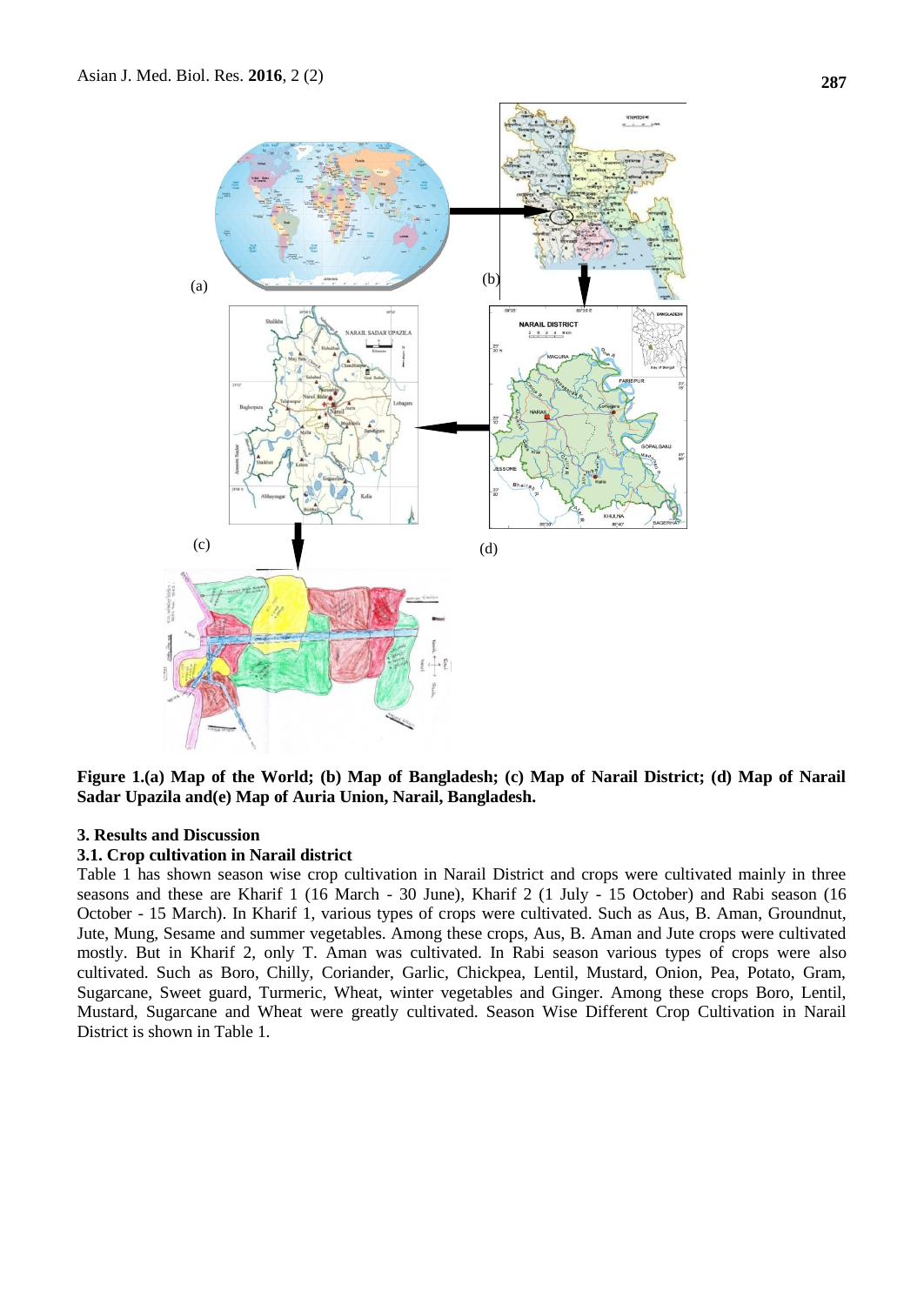**Figure 1.(a) Map of the World; (b) Map of Bangladesh; (c) Map of Narail District; (d) Map of Narail Sadar Upazila and(e) Map of Auria Union, Narail, Bangladesh.**

## 3. Results and Discussion

### 3.1. Crop cultivation in Narail district

Table 1 has shown season wise crop cultivation in Narail District and crops were cultivated mainly in three seasons and these are Kharif 1 (16 March - 30 June), Kharif 2 (1 July - 15 October) and Rabi season (16 October - 15 March). In Kharif 1, various types of crops were cultivated. Such as Aus, B. Aman, Groundnut, Jute, Mung, Sesame and summer vegetables. Among these crops, Aus, B. Aman and Jute crops were cultivated mostly. But in Kharif 2, only T. Aman was cultivated. In Rabi season various types of crops were also cultivated. Such as Boro, Chilly, Coriander, Garlic, Chickpea, Lentil, Mustard, Onion, Pea, Potato, Gram, Sugarcane, Sweet guard, Turmeric, Wheat, winter vegetables and Ginger. Among these crops Boro, Lentil, Mustard, Sugarcane and Wheat were greatly cultivated. Season Wise Different Crop Cultivation in Narail District is shown in Table 1.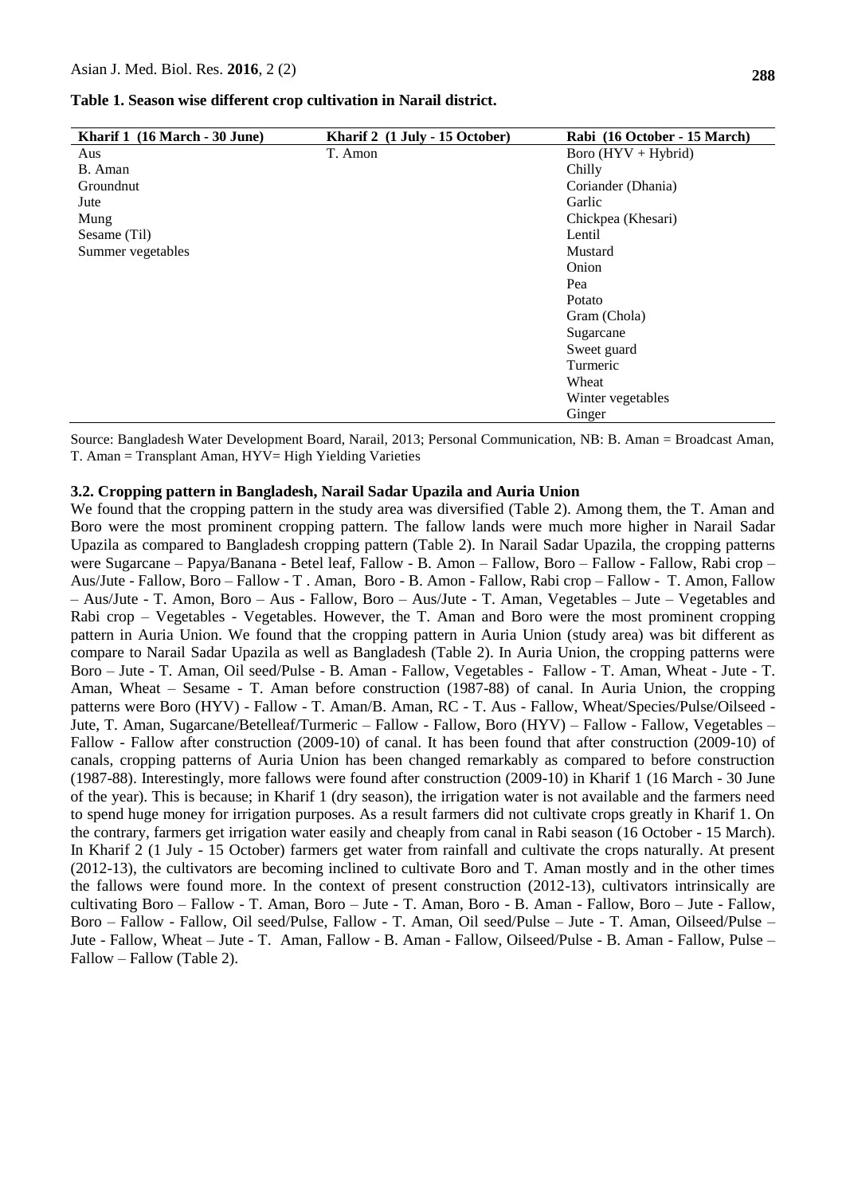**Table 1. Season wise different crop cultivation in Narail district.**

| Kharif 1 (16 March - 30 June) | Kharif 2 (1 July - 15 October) | Rabi (16 October - 15 March) |
|---|---|---|
| Aus | T. Amon | Boro (HYV + Hybrid) |
| B. Aman | | Chilly |
| Groundnut | | Coriander (Dhania) |
| Jute | | Garlic |
| Mung | | Chickpea (Khesari) |
| Sesame (Til) | | Lentil |
| Summer vegetables | | Mustard |
| | | Onion |
| | | Pea |
| | | Potato |
| | | Gram (Chola) |
| | | Sugarcane |
| | | Sweet guard |
| | | Turmeric |
| | | Wheat |
| | | Winter vegetables |
| | | Ginger |

Source: Bangladesh Water Development Board, Narail, 2013; Personal Communication, NB: B. Aman = Broadcast Aman, T. Aman = Transplant Aman, HYV= High Yielding Varieties

### 3.2. Cropping pattern in Bangladesh, Narail Sadar Upazila and Auria Union

We found that the cropping pattern in the study area was diversified (Table 2). Among them, the T. Aman and Boro were the most prominent cropping pattern. The fallow lands were much more higher in Narail Sadar Upazila as compared to Bangladesh cropping pattern (Table 2). In Narail Sadar Upazila, the cropping patterns were Sugarcane – Papya/Banana - Betel leaf, Fallow - B. Amon – Fallow, Boro – Fallow - Fallow, Rabi crop – Aus/Jute - Fallow, Boro – Fallow - T . Aman, Boro - B. Amon - Fallow, Rabi crop – Fallow - T. Amon, Fallow – Aus/Jute - T. Amon, Boro – Aus - Fallow, Boro – Aus/Jute - T. Aman, Vegetables – Jute – Vegetables and Rabi crop – Vegetables - Vegetables. However, the T. Aman and Boro were the most prominent cropping pattern in Auria Union. We found that the cropping pattern in Auria Union (study area) was bit different as compare to Narail Sadar Upazila as well as Bangladesh (Table 2). In Auria Union, the cropping patterns were Boro – Jute - T. Aman, Oil seed/Pulse - B. Aman - Fallow, Vegetables - Fallow - T. Aman, Wheat - Jute - T. Aman, Wheat – Sesame - T. Aman before construction (1987-88) of canal. In Auria Union, the cropping patterns were Boro (HYV) - Fallow - T. Aman/B. Aman, RC - T. Aus - Fallow, Wheat/Species/Pulse/Oilseed - Jute, T. Aman, Sugarcane/Betelleaf/Turmeric – Fallow - Fallow, Boro (HYV) – Fallow - Fallow, Vegetables – Fallow - Fallow after construction (2009-10) of canal. It has been found that after construction (2009-10) of canals, cropping patterns of Auria Union has been changed remarkably as compared to before construction (1987-88). Interestingly, more fallows were found after construction (2009-10) in Kharif 1 (16 March - 30 June of the year). This is because; in Kharif 1 (dry season), the irrigation water is not available and the farmers need to spend huge money for irrigation purposes. As a result farmers did not cultivate crops greatly in Kharif 1. On the contrary, farmers get irrigation water easily and cheaply from canal in Rabi season (16 October - 15 March). In Kharif 2 (1 July - 15 October) farmers get water from rainfall and cultivate the crops naturally. At present (2012-13), the cultivators are becoming inclined to cultivate Boro and T. Aman mostly and in the other times the fallows were found more. In the context of present construction (2012-13), cultivators intrinsically are cultivating Boro – Fallow - T. Aman, Boro – Jute - T. Aman, Boro - B. Aman - Fallow, Boro – Jute - Fallow, Boro – Fallow - Fallow, Oil seed/Pulse, Fallow - T. Aman, Oil seed/Pulse – Jute - T. Aman, Oilseed/Pulse – Jute - Fallow, Wheat – Jute - T. Aman, Fallow - B. Aman - Fallow, Oilseed/Pulse - B. Aman - Fallow, Pulse – Fallow – Fallow (Table 2).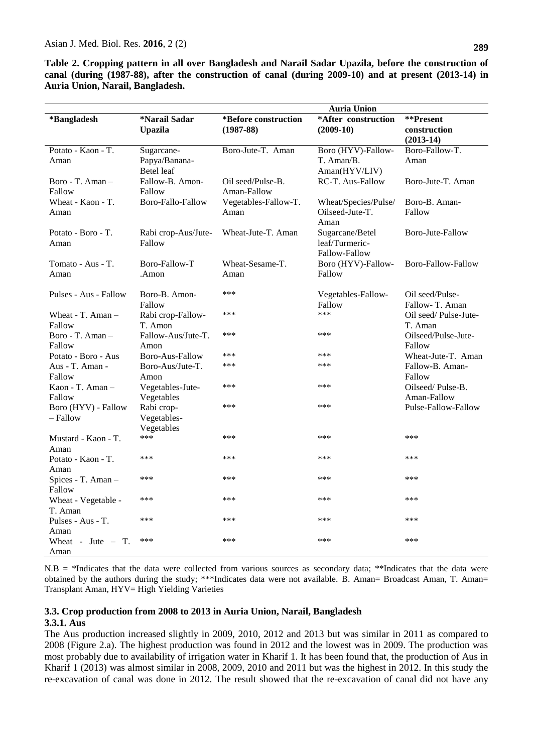**Table 2. Cropping pattern in all over Bangladesh and Narail Sadar Upazila, before the construction of canal (during (1987-88), after the construction of canal (during 2009-10) and at present (2013-14) in Auria Union, Narail, Bangladesh.**

| | | Auria Union | | |
|---|---|---|---|---|
| ***Bangladesh** | ***Narail Sadar Upazila** | ***Before construction (1987-88)** | ***After construction (2009-10)** | ****Present construction (2013-14)** |
| Potato - Kaon - T. Aman | Sugarcane-Papya/Banana-Betel leaf | Boro-Jute-T. Aman | Boro (HYV)-Fallow-T. Aman/B. Aman(HYV/LIV) | Boro-Fallow-T. Aman |
| Boro - T. Aman – Fallow | Fallow-B. Amon-Fallow | Oil seed/Pulse-B. Aman-Fallow | RC-T. Aus-Fallow | Boro-Jute-T. Aman |
| Wheat - Kaon - T. Aman | Boro-Fallo-Fallow | Vegetables-Fallow-T. Aman | Wheat/Species/Pulse/Oilseed-Jute-T. Aman | Boro-B. Aman-Fallow |
| Potato - Boro - T. Aman | Rabi crop-Aus/Jute-Fallow | Wheat-Jute-T. Aman | Sugarcane/Betel leaf/Turmeric-Fallow-Fallow | Boro-Jute-Fallow |
| Tomato - Aus - T. Aman | Boro-Fallow-T .Amon | Wheat-Sesame-T. Aman | Boro (HYV)-Fallow-Fallow | Boro-Fallow-Fallow |
| Pulses - Aus - Fallow | Boro-B. Amon-Fallow | *** | Vegetables-Fallow-Fallow | Oil seed/Pulse-Fallow- T. Aman |
| Wheat - T. Aman – Fallow | Rabi crop-Fallow-T. Amon | *** | *** | Oil seed/ Pulse-Jute-T. Aman |
| Boro - T. Aman – Fallow | Fallow-Aus/Jute-T. Amon | *** | *** | Oilseed/Pulse-Jute-Fallow |
| Potato - Boro - Aus | Boro-Aus-Fallow | *** | *** | Wheat-Jute-T. Aman |
| Aus - T. Aman - Fallow | Boro-Aus/Jute-T. Amon | *** | *** | Fallow-B. Aman-Fallow |
| Kaon - T. Aman – Fallow | Vegetables-Jute-Vegetables | *** | *** | Oilseed/ Pulse-B. Aman-Fallow |
| Boro (HYV) - Fallow – Fallow | Rabi crop-Vegetables-Vegetables | *** | *** | Pulse-Fallow-Fallow |
| Mustard - Kaon - T. Aman | *** | *** | *** | *** |
| Potato - Kaon - T. Aman | *** | *** | *** | *** |
| Spices - T. Aman – Fallow | *** | *** | *** | *** |
| Wheat - Vegetable - T. Aman | *** | *** | *** | *** |
| Pulses - Aus - T. Aman | *** | *** | *** | *** |
| Wheat - Jute – T. Aman | *** | *** | *** | *** |

N.B = *Indicates that the data were collected from various sources as secondary data; **Indicates that the data were obtained by the authors during the study; ***Indicates data were not available. B. Aman= Broadcast Aman, T. Aman= Transplant Aman, HYV= High Yielding Varieties

### 3.3. Crop production from 2008 to 2013 in Auria Union, Narail, Bangladesh

#### 3.3.1. Aus

The Aus production increased slightly in 2009, 2010, 2012 and 2013 but was similar in 2011 as compared to 2008 (Figure 2.a). The highest production was found in 2012 and the lowest was in 2009. The production was most probably due to availability of irrigation water in Kharif 1. It has been found that, the production of Aus in Kharif 1 (2013) was almost similar in 2008, 2009, 2010 and 2011 but was the highest in 2012. In this study the re-excavation of canal was done in 2012. The result showed that the re-excavation of canal did not have any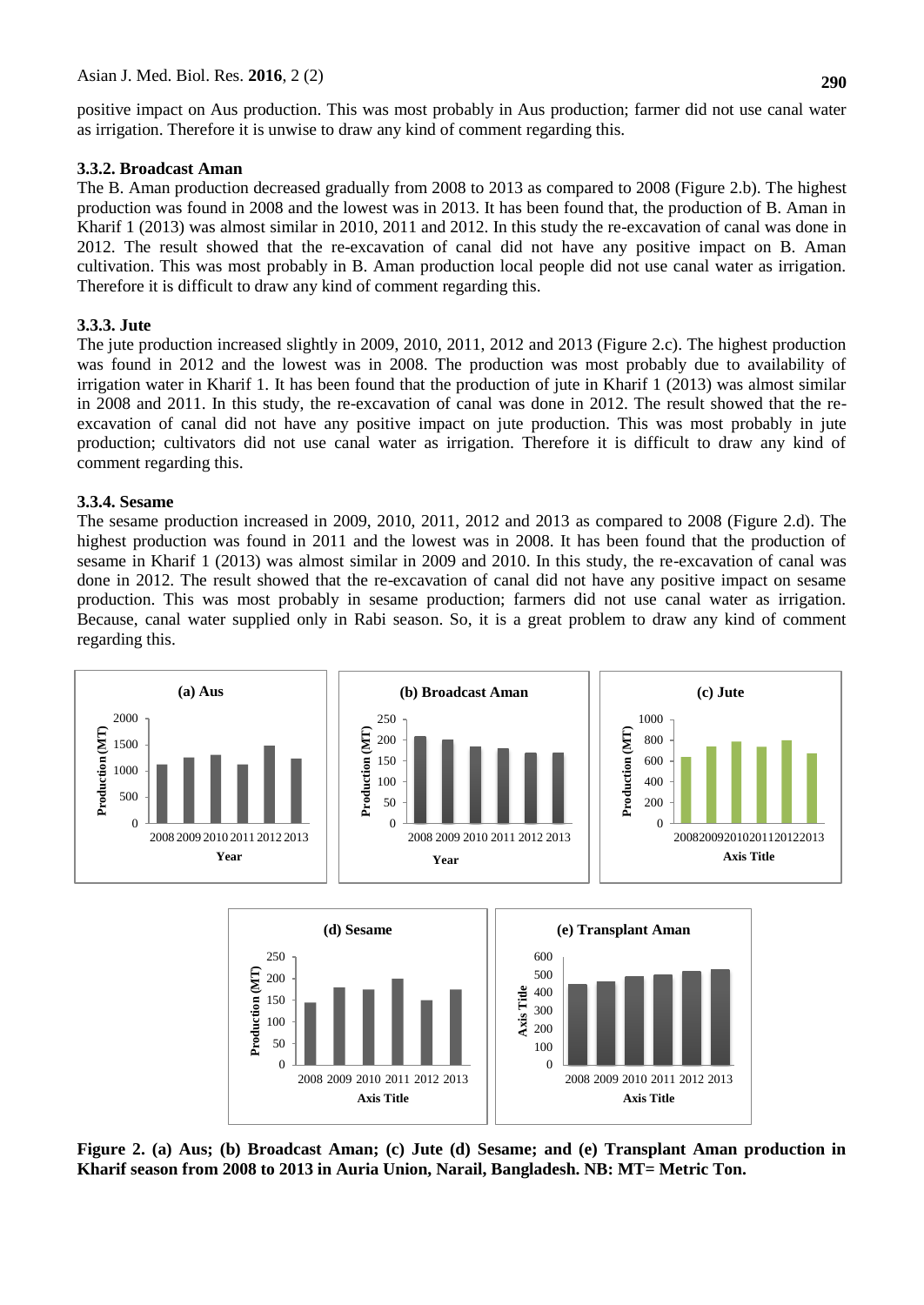positive impact on Aus production. This was most probably in Aus production; farmer did not use canal water as irrigation. Therefore it is unwise to draw any kind of comment regarding this.

### 3.3.2. Broadcast Aman

The B. Aman production decreased gradually from 2008 to 2013 as compared to 2008 (Figure 2.b). The highest production was found in 2008 and the lowest was in 2013. It has been found that, the production of B. Aman in Kharif 1 (2013) was almost similar in 2010, 2011 and 2012. In this study the re-excavation of canal was done in 2012. The result showed that the re-excavation of canal did not have any positive impact on B. Aman cultivation. This was most probably in B. Aman production local people did not use canal water as irrigation. Therefore it is difficult to draw any kind of comment regarding this.

### 3.3.3. Jute

The jute production increased slightly in 2009, 2010, 2011, 2012 and 2013 (Figure 2.c). The highest production was found in 2012 and the lowest was in 2008. The production was most probably due to availability of irrigation water in Kharif 1. It has been found that the production of jute in Kharif 1 (2013) was almost similar in 2008 and 2011. In this study, the re-excavation of canal was done in 2012. The result showed that the re-excavation of canal did not have any positive impact on jute production. This was most probably in jute production; cultivators did not use canal water as irrigation. Therefore it is difficult to draw any kind of comment regarding this.

### 3.3.4. Sesame

The sesame production increased in 2009, 2010, 2011, 2012 and 2013 as compared to 2008 (Figure 2.d). The highest production was found in 2011 and the lowest was in 2008. It has been found that the production of sesame in Kharif 1 (2013) was almost similar in 2009 and 2010. In this study, the re-excavation of canal was done in 2012. The result showed that the re-excavation of canal did not have any positive impact on sesame production. This was most probably in sesame production; farmers did not use canal water as irrigation. Because, canal water supplied only in Rabi season. So, it is a great problem to draw any kind of comment regarding this.

**Figure 2. (a) Aus; (b) Broadcast Aman; (c) Jute (d) Sesame; and (e) Transplant Aman production in Kharif season from 2008 to 2013 in Auria Union, Narail, Bangladesh. NB: MT= Metric Ton.**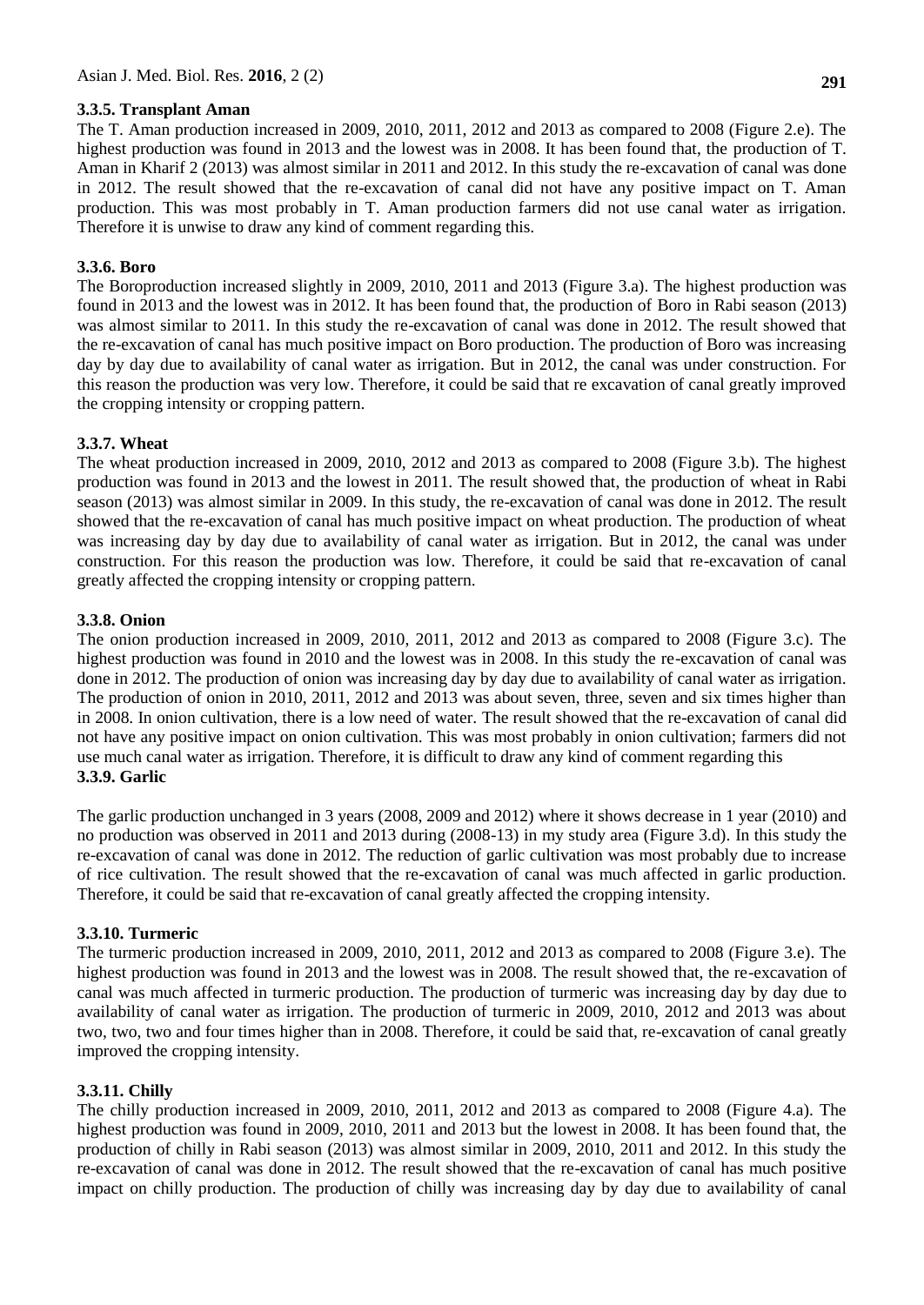### 3.3.5. Transplant Aman

The T. Aman production increased in 2009, 2010, 2011, 2012 and 2013 as compared to 2008 (Figure 2.e). The highest production was found in 2013 and the lowest was in 2008. It has been found that, the production of T. Aman in Kharif 2 (2013) was almost similar in 2011 and 2012. In this study the re-excavation of canal was done in 2012. The result showed that the re-excavation of canal did not have any positive impact on T. Aman production. This was most probably in T. Aman production farmers did not use canal water as irrigation. Therefore it is unwise to draw any kind of comment regarding this.

### 3.3.6. Boro

The Boroproduction increased slightly in 2009, 2010, 2011 and 2013 (Figure 3.a). The highest production was found in 2013 and the lowest was in 2012. It has been found that, the production of Boro in Rabi season (2013) was almost similar to 2011. In this study the re-excavation of canal was done in 2012. The result showed that the re-excavation of canal has much positive impact on Boro production. The production of Boro was increasing day by day due to availability of canal water as irrigation. But in 2012, the canal was under construction. For this reason the production was very low. Therefore, it could be said that re excavation of canal greatly improved the cropping intensity or cropping pattern.

### 3.3.7. Wheat

The wheat production increased in 2009, 2010, 2012 and 2013 as compared to 2008 (Figure 3.b). The highest production was found in 2013 and the lowest in 2011. The result showed that, the production of wheat in Rabi season (2013) was almost similar in 2009. In this study, the re-excavation of canal was done in 2012. The result showed that the re-excavation of canal has much positive impact on wheat production. The production of wheat was increasing day by day due to availability of canal water as irrigation. But in 2012, the canal was under construction. For this reason the production was low. Therefore, it could be said that re-excavation of canal greatly affected the cropping intensity or cropping pattern.

### 3.3.8. Onion

The onion production increased in 2009, 2010, 2011, 2012 and 2013 as compared to 2008 (Figure 3.c). The highest production was found in 2010 and the lowest was in 2008. In this study the re-excavation of canal was done in 2012. The production of onion was increasing day by day due to availability of canal water as irrigation. The production of onion in 2010, 2011, 2012 and 2013 was about seven, three, seven and six times higher than in 2008. In onion cultivation, there is a low need of water. The result showed that the re-excavation of canal did not have any positive impact on onion cultivation. This was most probably in onion cultivation; farmers did not use much canal water as irrigation. Therefore, it is difficult to draw any kind of comment regarding this

### 3.3.9. Garlic

The garlic production unchanged in 3 years (2008, 2009 and 2012) where it shows decrease in 1 year (2010) and no production was observed in 2011 and 2013 during (2008-13) in my study area (Figure 3.d). In this study the re-excavation of canal was done in 2012. The reduction of garlic cultivation was most probably due to increase of rice cultivation. The result showed that the re-excavation of canal was much affected in garlic production. Therefore, it could be said that re-excavation of canal greatly affected the cropping intensity.

### 3.3.10. Turmeric

The turmeric production increased in 2009, 2010, 2011, 2012 and 2013 as compared to 2008 (Figure 3.e). The highest production was found in 2013 and the lowest was in 2008. The result showed that, the re-excavation of canal was much affected in turmeric production. The production of turmeric was increasing day by day due to availability of canal water as irrigation. The production of turmeric in 2009, 2010, 2012 and 2013 was about two, two, two and four times higher than in 2008. Therefore, it could be said that, re-excavation of canal greatly improved the cropping intensity.

### 3.3.11. Chilly

The chilly production increased in 2009, 2010, 2011, 2012 and 2013 as compared to 2008 (Figure 4.a). The highest production was found in 2009, 2010, 2011 and 2013 but the lowest in 2008. It has been found that, the production of chilly in Rabi season (2013) was almost similar in 2009, 2010, 2011 and 2012. In this study the re-excavation of canal was done in 2012. The result showed that the re-excavation of canal has much positive impact on chilly production. The production of chilly was increasing day by day due to availability of canal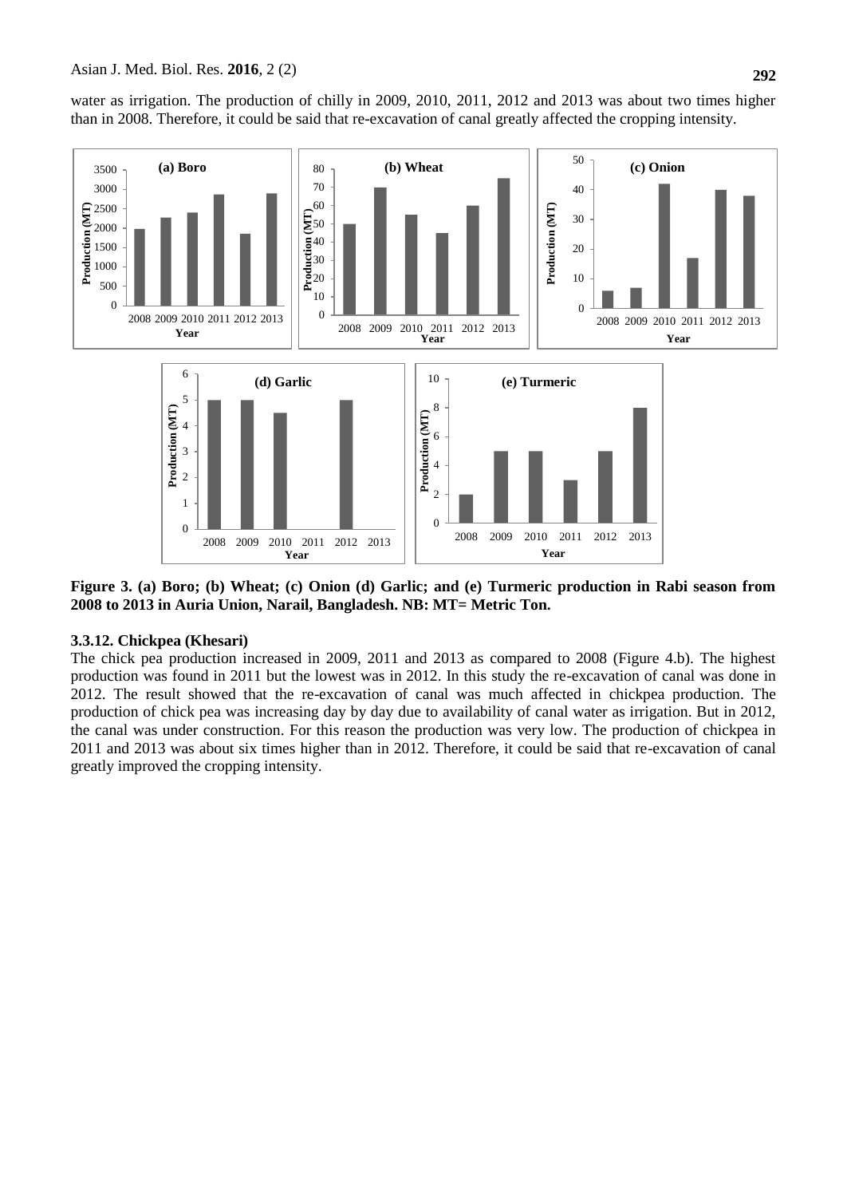water as irrigation. The production of chilly in 2009, 2010, 2011, 2012 and 2013 was about two times higher than in 2008. Therefore, it could be said that re-excavation of canal greatly affected the cropping intensity.

**Figure 3. (a) Boro; (b) Wheat; (c) Onion (d) Garlic; and (e) Turmeric production in Rabi season from 2008 to 2013 in Auria Union, Narail, Bangladesh. NB: MT= Metric Ton.**

### 3.3.12. Chickpea (Khesari)

The chick pea production increased in 2009, 2011 and 2013 as compared to 2008 (Figure 4.b). The highest production was found in 2011 but the lowest was in 2012. In this study the re-excavation of canal was done in 2012. The result showed that the re-excavation of canal was much affected in chickpea production. The production of chick pea was increasing day by day due to availability of canal water as irrigation. But in 2012, the canal was under construction. For this reason the production was very low. The production of chickpea in 2011 and 2013 was about six times higher than in 2012. Therefore, it could be said that re-excavation of canal greatly improved the cropping intensity.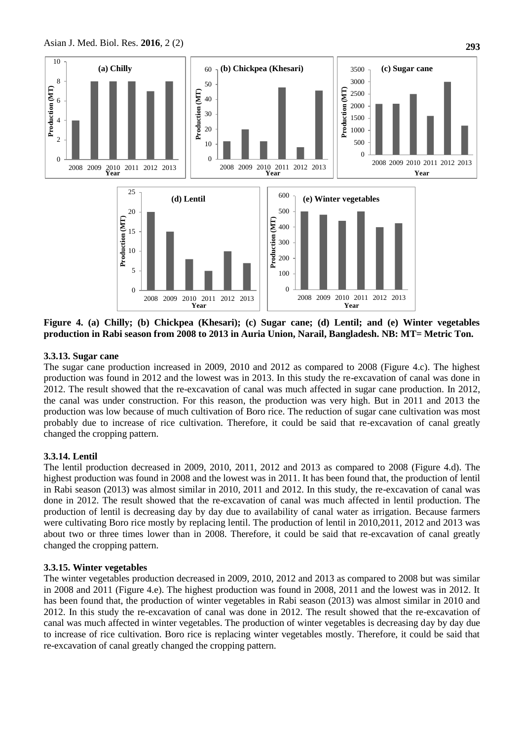**Figure 4. (a) Chilly; (b) Chickpea (Khesari); (c) Sugar cane; (d) Lentil; and (e) Winter vegetables production in Rabi season from 2008 to 2013 in Auria Union, Narail, Bangladesh. NB: MT= Metric Ton.**

### 3.3.13. Sugar cane

The sugar cane production increased in 2009, 2010 and 2012 as compared to 2008 (Figure 4.c). The highest production was found in 2012 and the lowest was in 2013. In this study the re-excavation of canal was done in 2012. The result showed that the re-excavation of canal was much affected in sugar cane production. In 2012, the canal was under construction. For this reason, the production was very high. But in 2011 and 2013 the production was low because of much cultivation of Boro rice. The reduction of sugar cane cultivation was most probably due to increase of rice cultivation. Therefore, it could be said that re-excavation of canal greatly changed the cropping pattern.

### 3.3.14. Lentil

The lentil production decreased in 2009, 2010, 2011, 2012 and 2013 as compared to 2008 (Figure 4.d). The highest production was found in 2008 and the lowest was in 2011. It has been found that, the production of lentil in Rabi season (2013) was almost similar in 2010, 2011 and 2012. In this study, the re-excavation of canal was done in 2012. The result showed that the re-excavation of canal was much affected in lentil production. The production of lentil is decreasing day by day due to availability of canal water as irrigation. Because farmers were cultivating Boro rice mostly by replacing lentil. The production of lentil in 2010,2011, 2012 and 2013 was about two or three times lower than in 2008. Therefore, it could be said that re-excavation of canal greatly changed the cropping pattern.

### 3.3.15. Winter vegetables

The winter vegetables production decreased in 2009, 2010, 2012 and 2013 as compared to 2008 but was similar in 2008 and 2011 (Figure 4.e). The highest production was found in 2008, 2011 and the lowest was in 2012. It has been found that, the production of winter vegetables in Rabi season (2013) was almost similar in 2010 and 2012. In this study the re-excavation of canal was done in 2012. The result showed that the re-excavation of canal was much affected in winter vegetables. The production of winter vegetables is decreasing day by day due to increase of rice cultivation. Boro rice is replacing winter vegetables mostly. Therefore, it could be said that re-excavation of canal greatly changed the cropping pattern.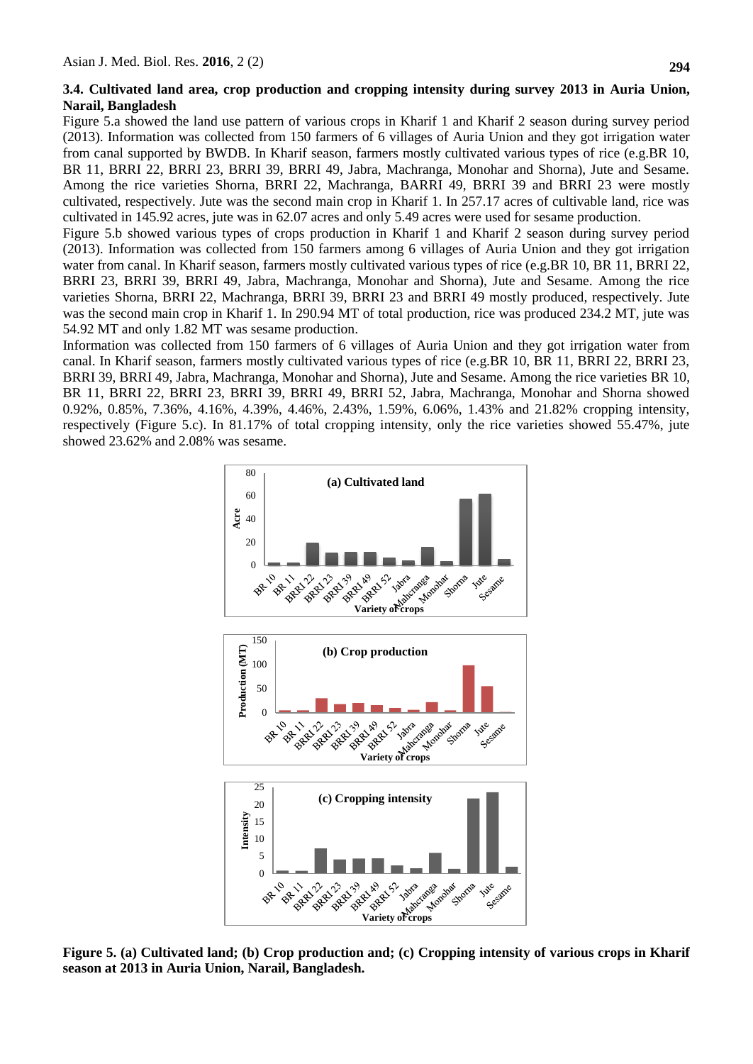### 3.4. Cultivated land area, crop production and cropping intensity during survey 2013 in Auria Union, Narail, Bangladesh

Figure 5.a showed the land use pattern of various crops in Kharif 1 and Kharif 2 season during survey period (2013). Information was collected from 150 farmers of 6 villages of Auria Union and they got irrigation water from canal supported by BWDB. In Kharif season, farmers mostly cultivated various types of rice (e.g.BR 10, BR 11, BRRI 22, BRRI 23, BRRI 39, BRRI 49, Jabra, Machranga, Monohar and Shorna), Jute and Sesame. Among the rice varieties Shorna, BRRI 22, Machranga, BARRI 49, BRRI 39 and BRRI 23 were mostly cultivated, respectively. Jute was the second main crop in Kharif 1. In 257.17 acres of cultivable land, rice was cultivated in 145.92 acres, jute was in 62.07 acres and only 5.49 acres were used for sesame production.

Figure 5.b showed various types of crops production in Kharif 1 and Kharif 2 season during survey period (2013). Information was collected from 150 farmers among 6 villages of Auria Union and they got irrigation water from canal. In Kharif season, farmers mostly cultivated various types of rice (e.g.BR 10, BR 11, BRRI 22, BRRI 23, BRRI 39, BRRI 49, Jabra, Machranga, Monohar and Shorna), Jute and Sesame. Among the rice varieties Shorna, BRRI 22, Machranga, BRRI 39, BRRI 23 and BRRI 49 mostly produced, respectively. Jute was the second main crop in Kharif 1. In 290.94 MT of total production, rice was produced 234.2 MT, jute was 54.92 MT and only 1.82 MT was sesame production.

Information was collected from 150 farmers of 6 villages of Auria Union and they got irrigation water from canal. In Kharif season, farmers mostly cultivated various types of rice (e.g.BR 10, BR 11, BRRI 22, BRRI 23, BRRI 39, BRRI 49, Jabra, Machranga, Monohar and Shorna), Jute and Sesame. Among the rice varieties BR 10, BR 11, BRRI 22, BRRI 23, BRRI 39, BRRI 49, BRRI 52, Jabra, Machranga, Monohar and Shorna showed 0.92%, 0.85%, 7.36%, 4.16%, 4.39%, 4.46%, 2.43%, 1.59%, 6.06%, 1.43% and 21.82% cropping intensity, respectively (Figure 5.c). In 81.17% of total cropping intensity, only the rice varieties showed 55.47%, jute showed 23.62% and 2.08% was sesame.

**Figure 5. (a) Cultivated land; (b) Crop production and; (c) Cropping intensity of various crops in Kharif season at 2013 in Auria Union, Narail, Bangladesh.**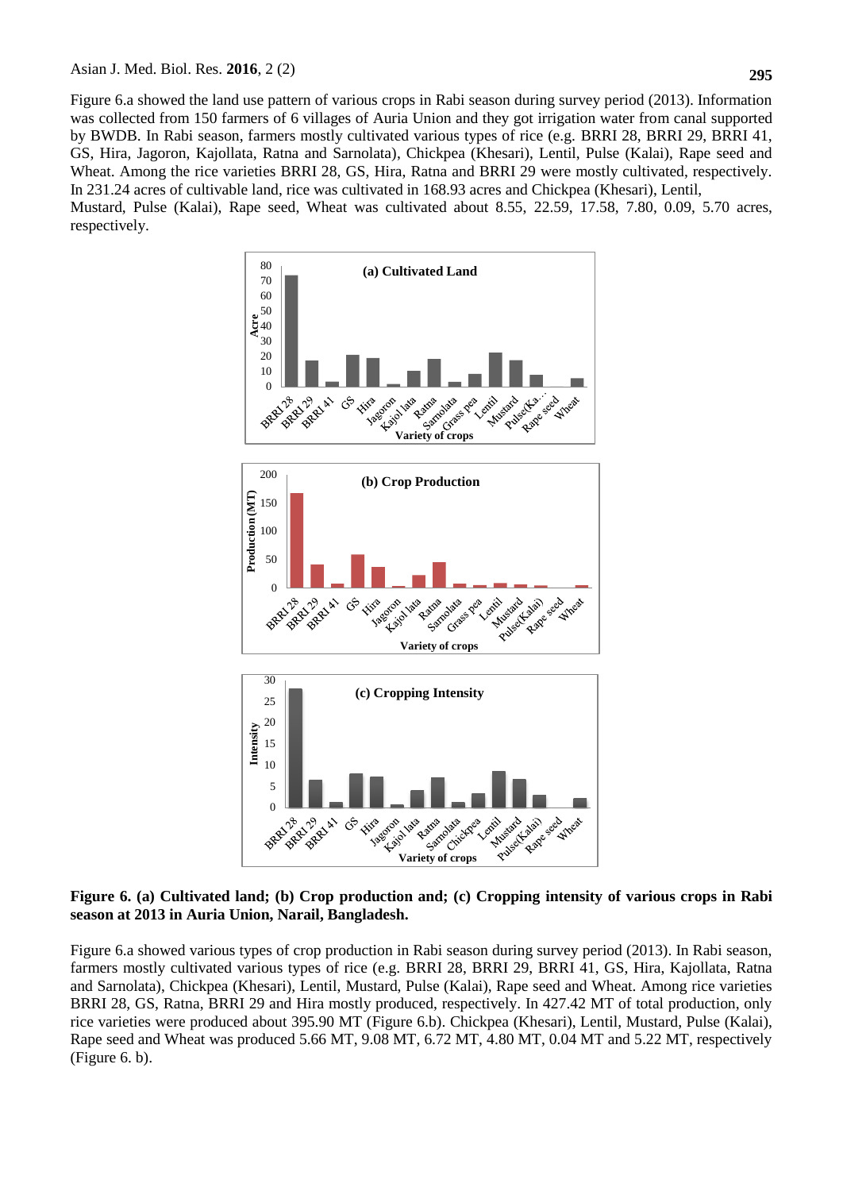Figure 6.a showed the land use pattern of various crops in Rabi season during survey period (2013). Information was collected from 150 farmers of 6 villages of Auria Union and they got irrigation water from canal supported by BWDB. In Rabi season, farmers mostly cultivated various types of rice (e.g. BRRI 28, BRRI 29, BRRI 41, GS, Hira, Jagoron, Kajollata, Ratna and Sarnolata), Chickpea (Khesari), Lentil, Pulse (Kalai), Rape seed and Wheat. Among the rice varieties BRRI 28, GS, Hira, Ratna and BRRI 29 were mostly cultivated, respectively. In 231.24 acres of cultivable land, rice was cultivated in 168.93 acres and Chickpea (Khesari), Lentil, Mustard, Pulse (Kalai), Rape seed, Wheat was cultivated about 8.55, 22.59, 17.58, 7.80, 0.09, 5.70 acres, respectively.

**Figure 6. (a) Cultivated land; (b) Crop production and; (c) Cropping intensity of various crops in Rabi season at 2013 in Auria Union, Narail, Bangladesh.**

Figure 6.a showed various types of crop production in Rabi season during survey period (2013). In Rabi season, farmers mostly cultivated various types of rice (e.g. BRRI 28, BRRI 29, BRRI 41, GS, Hira, Kajollata, Ratna and Sarnolata), Chickpea (Khesari), Lentil, Mustard, Pulse (Kalai), Rape seed and Wheat. Among rice varieties BRRI 28, GS, Ratna, BRRI 29 and Hira mostly produced, respectively. In 427.42 MT of total production, only rice varieties were produced about 395.90 MT (Figure 6.b). Chickpea (Khesari), Lentil, Mustard, Pulse (Kalai), Rape seed and Wheat was produced 5.66 MT, 9.08 MT, 6.72 MT, 4.80 MT, 0.04 MT and 5.22 MT, respectively (Figure 6. b).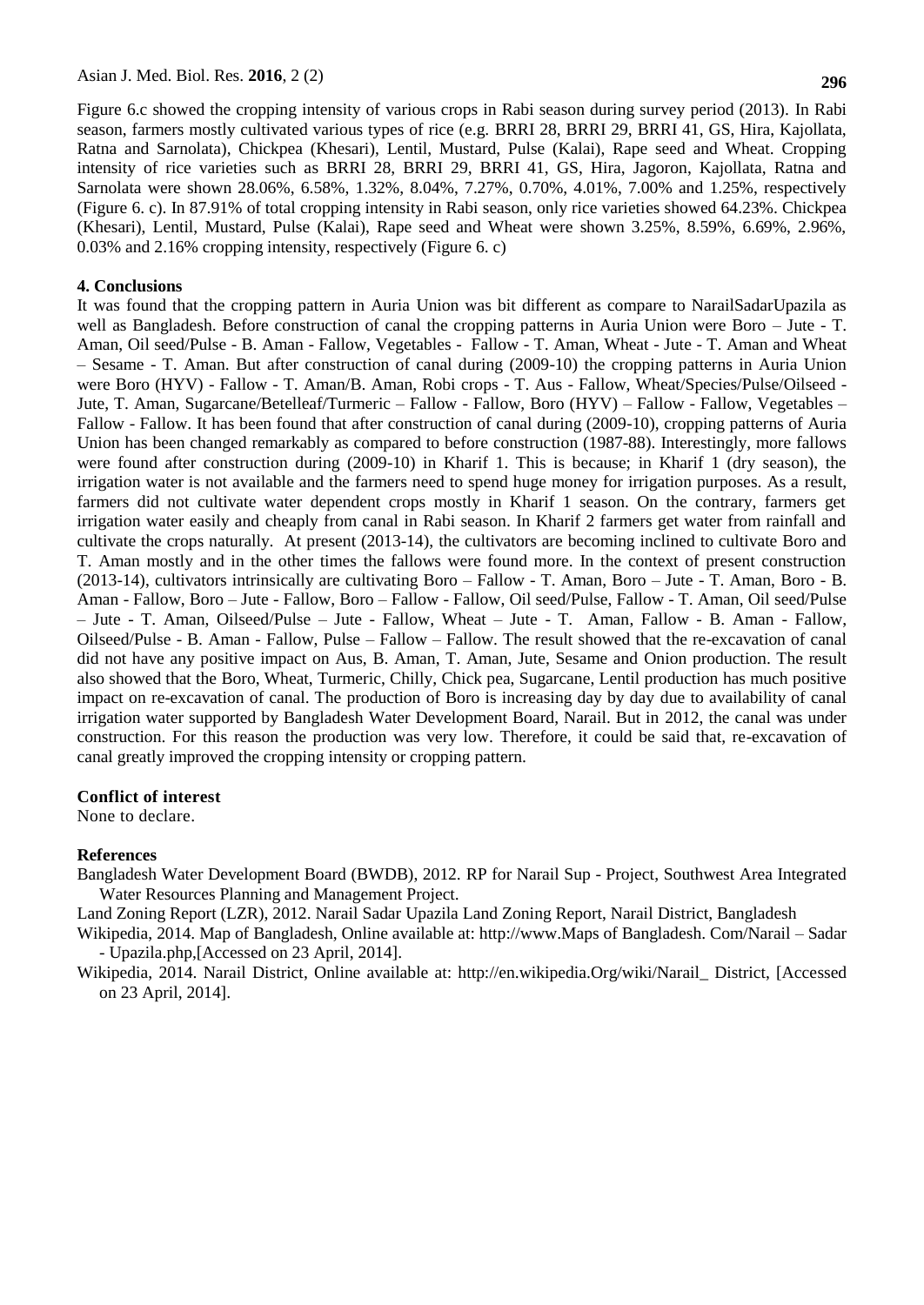Figure 6.c showed the cropping intensity of various crops in Rabi season during survey period (2013). In Rabi season, farmers mostly cultivated various types of rice (e.g. BRRI 28, BRRI 29, BRRI 41, GS, Hira, Kajollata, Ratna and Sarnolata), Chickpea (Khesari), Lentil, Mustard, Pulse (Kalai), Rape seed and Wheat. Cropping intensity of rice varieties such as BRRI 28, BRRI 29, BRRI 41, GS, Hira, Jagoron, Kajollata, Ratna and Sarnolata were shown 28.06%, 6.58%, 1.32%, 8.04%, 7.27%, 0.70%, 4.01%, 7.00% and 1.25%, respectively (Figure 6. c). In 87.91% of total cropping intensity in Rabi season, only rice varieties showed 64.23%. Chickpea (Khesari), Lentil, Mustard, Pulse (Kalai), Rape seed and Wheat were shown 3.25%, 8.59%, 6.69%, 2.96%, 0.03% and 2.16% cropping intensity, respectively (Figure 6. c)

## 4. Conclusions

It was found that the cropping pattern in Auria Union was bit different as compare to NarailSadarUpazila as well as Bangladesh. Before construction of canal the cropping patterns in Auria Union were Boro – Jute - T. Aman, Oil seed/Pulse - B. Aman - Fallow, Vegetables - Fallow - T. Aman, Wheat - Jute - T. Aman and Wheat – Sesame - T. Aman. But after construction of canal during (2009-10) the cropping patterns in Auria Union were Boro (HYV) - Fallow - T. Aman/B. Aman, Robi crops - T. Aus - Fallow, Wheat/Species/Pulse/Oilseed - Jute, T. Aman, Sugarcane/Betelleaf/Turmeric – Fallow - Fallow, Boro (HYV) – Fallow - Fallow, Vegetables – Fallow - Fallow. It has been found that after construction of canal during (2009-10), cropping patterns of Auria Union has been changed remarkably as compared to before construction (1987-88). Interestingly, more fallows were found after construction during (2009-10) in Kharif 1. This is because; in Kharif 1 (dry season), the irrigation water is not available and the farmers need to spend huge money for irrigation purposes. As a result, farmers did not cultivate water dependent crops mostly in Kharif 1 season. On the contrary, farmers get irrigation water easily and cheaply from canal in Rabi season. In Kharif 2 farmers get water from rainfall and cultivate the crops naturally. At present (2013-14), the cultivators are becoming inclined to cultivate Boro and T. Aman mostly and in the other times the fallows were found more. In the context of present construction (2013-14), cultivators intrinsically are cultivating Boro – Fallow - T. Aman, Boro – Jute - T. Aman, Boro - B. Aman - Fallow, Boro – Jute - Fallow, Boro – Fallow - Fallow, Oil seed/Pulse, Fallow - T. Aman, Oil seed/Pulse – Jute - T. Aman, Oilseed/Pulse – Jute - Fallow, Wheat – Jute - T. Aman, Fallow - B. Aman - Fallow, Oilseed/Pulse - B. Aman - Fallow, Pulse – Fallow – Fallow. The result showed that the re-excavation of canal did not have any positive impact on Aus, B. Aman, T. Aman, Jute, Sesame and Onion production. The result also showed that the Boro, Wheat, Turmeric, Chilly, Chick pea, Sugarcane, Lentil production has much positive impact on re-excavation of canal. The production of Boro is increasing day by day due to availability of canal irrigation water supported by Bangladesh Water Development Board, Narail. But in 2012, the canal was under construction. For this reason the production was very low. Therefore, it could be said that, re-excavation of canal greatly improved the cropping intensity or cropping pattern.

## Conflict of interest

None to declare.

## References

Bangladesh Water Development Board (BWDB), 2012. RP for Narail Sup - Project, Southwest Area Integrated Water Resources Planning and Management Project.

Land Zoning Report (LZR), 2012. Narail Sadar Upazila Land Zoning Report, Narail District, Bangladesh

Wikipedia, 2014. Map of Bangladesh, Online available at: http://www.Maps of Bangladesh. Com/Narail – Sadar - Upazila.php,[Accessed on 23 April, 2014].

Wikipedia, 2014. Narail District, Online available at: http://en.wikipedia.Org/wiki/Narail_ District, [Accessed on 23 April, 2014].